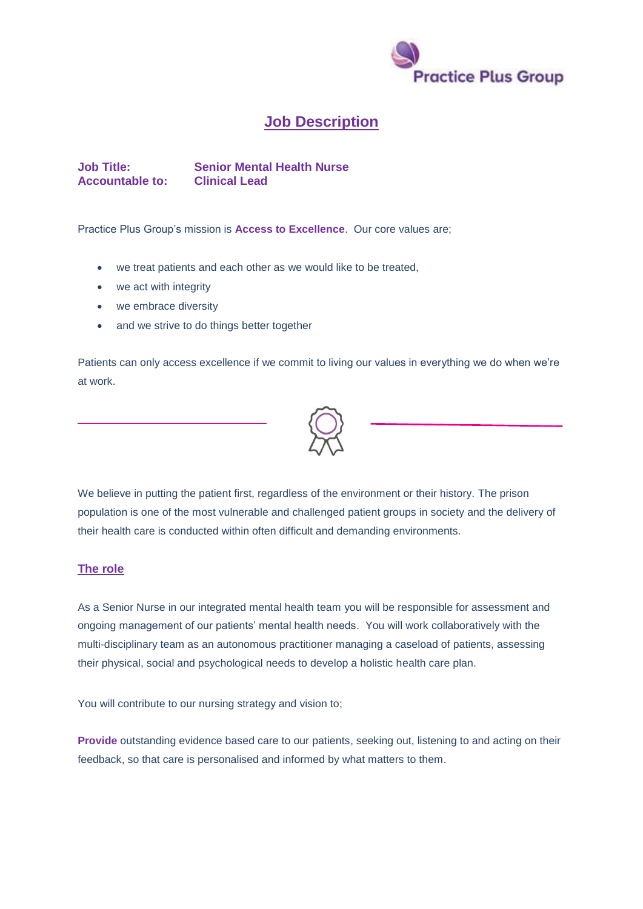# Job Description

**Job Title:** **Senior Mental Health Nurse**
**Accountable to:** **Clinical Lead**

Practice Plus Group's mission is **Access to Excellence**. Our core values are;

- we treat patients and each other as we would like to be treated,
- we act with integrity
- we embrace diversity
- and we strive to do things better together

Patients can only access excellence if we commit to living our values in everything we do when we're at work.

We believe in putting the patient first, regardless of the environment or their history. The prison population is one of the most vulnerable and challenged patient groups in society and the delivery of their health care is conducted within often difficult and demanding environments.

## The role

As a Senior Nurse in our integrated mental health team you will be responsible for assessment and ongoing management of our patients' mental health needs. You will work collaboratively with the multi-disciplinary team as an autonomous practitioner managing a caseload of patients, assessing their physical, social and psychological needs to develop a holistic health care plan.

You will contribute to our nursing strategy and vision to;

**Provide** outstanding evidence based care to our patients, seeking out, listening to and acting on their feedback, so that care is personalised and informed by what matters to them.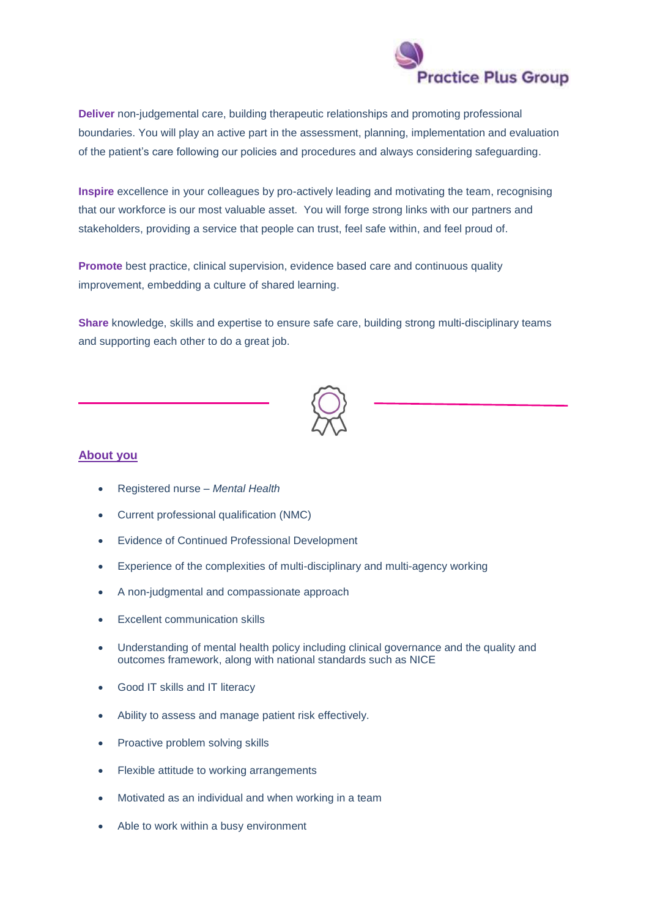**Deliver** non-judgemental care, building therapeutic relationships and promoting professional boundaries. You will play an active part in the assessment, planning, implementation and evaluation of the patient's care following our policies and procedures and always considering safeguarding.

**Inspire** excellence in your colleagues by pro-actively leading and motivating the team, recognising that our workforce is our most valuable asset. You will forge strong links with our partners and stakeholders, providing a service that people can trust, feel safe within, and feel proud of.

**Promote** best practice, clinical supervision, evidence based care and continuous quality improvement, embedding a culture of shared learning.

**Share** knowledge, skills and expertise to ensure safe care, building strong multi-disciplinary teams and supporting each other to do a great job.

## About you

- Registered nurse – *Mental Health*
- Current professional qualification (NMC)
- Evidence of Continued Professional Development
- Experience of the complexities of multi-disciplinary and multi-agency working
- A non-judgmental and compassionate approach
- Excellent communication skills
- Understanding of mental health policy including clinical governance and the quality and outcomes framework, along with national standards such as NICE
- Good IT skills and IT literacy
- Ability to assess and manage patient risk effectively.
- Proactive problem solving skills
- Flexible attitude to working arrangements
- Motivated as an individual and when working in a team
- Able to work within a busy environment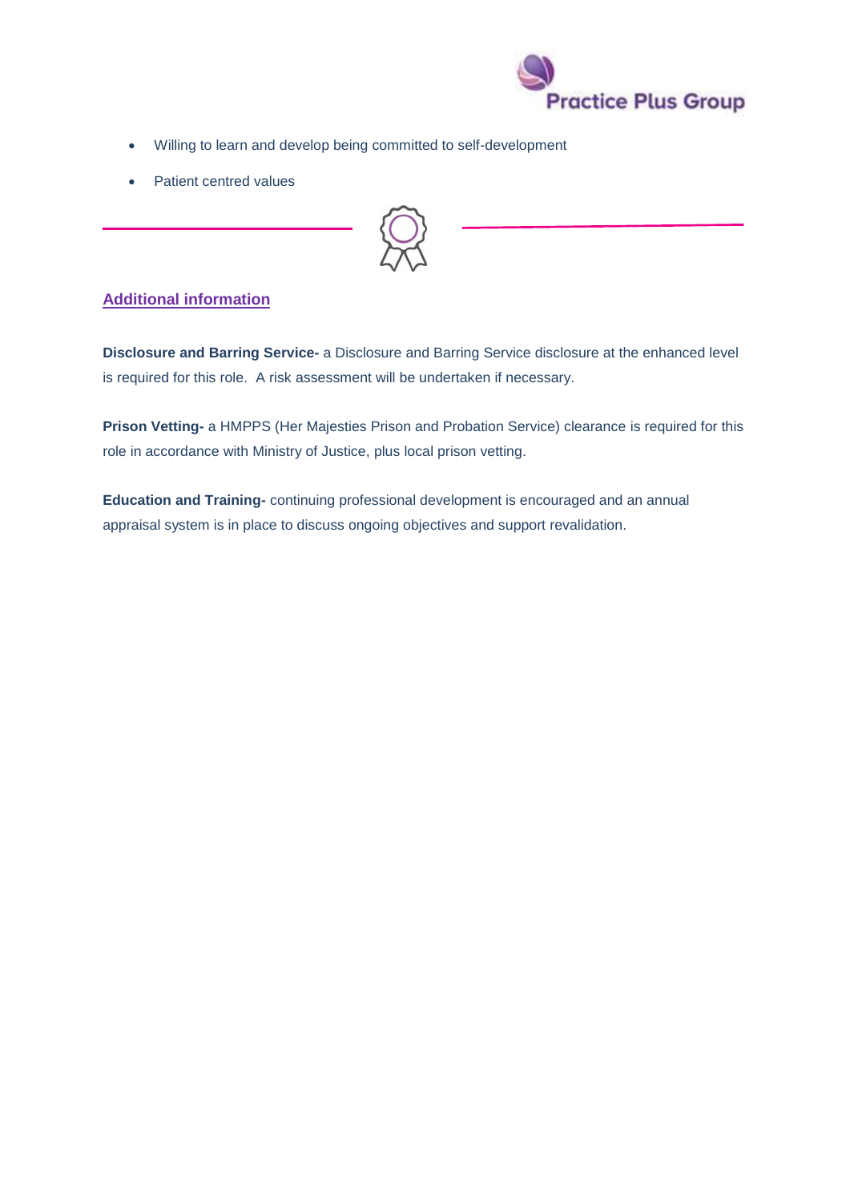- Willing to learn and develop being committed to self-development
- Patient centred values

## Additional information

**Disclosure and Barring Service-** a Disclosure and Barring Service disclosure at the enhanced level is required for this role. A risk assessment will be undertaken if necessary.

**Prison Vetting-** a HMPPS (Her Majesties Prison and Probation Service) clearance is required for this role in accordance with Ministry of Justice, plus local prison vetting.

**Education and Training-** continuing professional development is encouraged and an annual appraisal system is in place to discuss ongoing objectives and support revalidation.